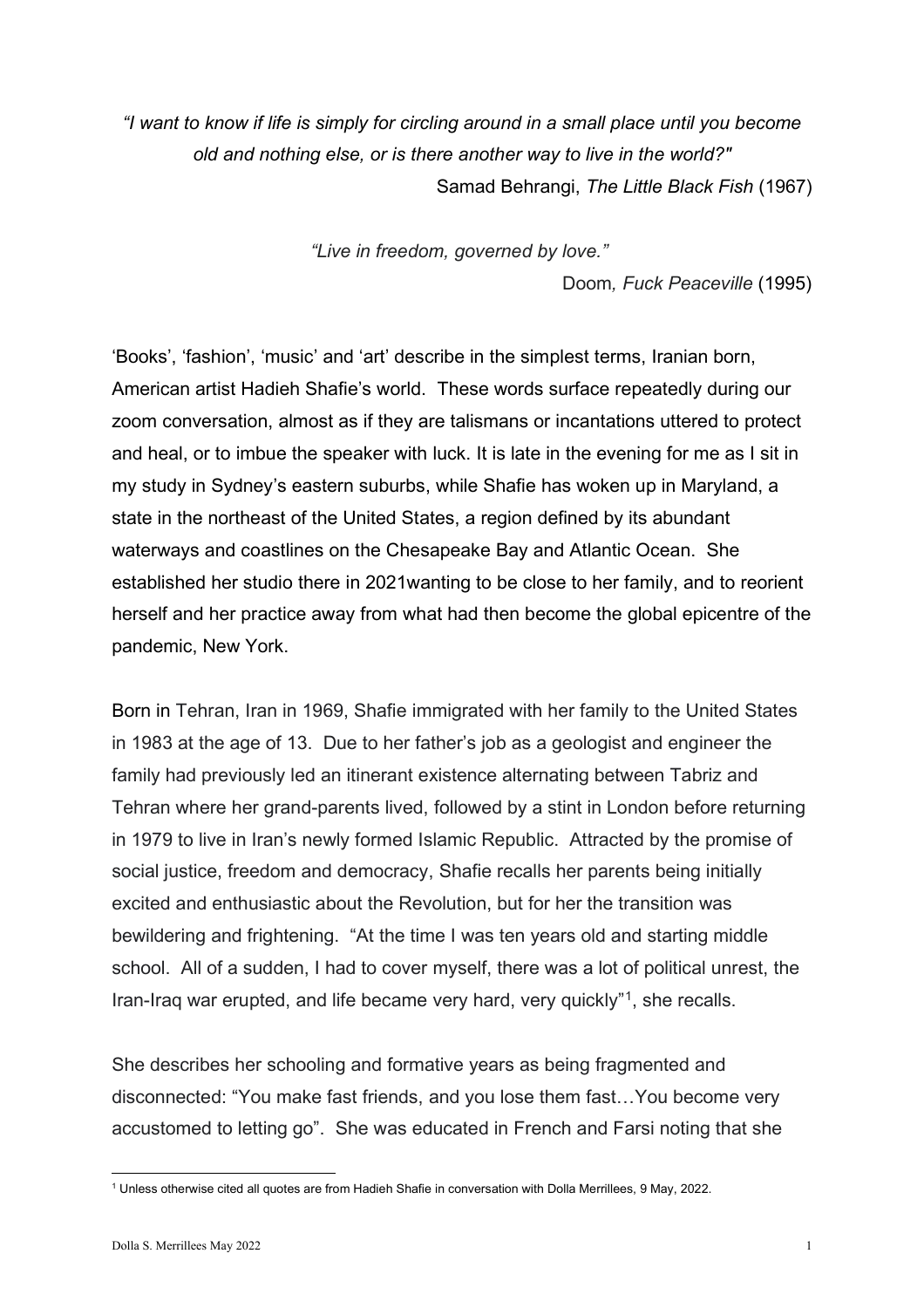*"I want to know if life is simply for circling around in a small place until you become old and nothing else, or is there another way to live in the world?"*
Samad Behrangi, *The Little Black Fish* (1967)

*"Live in freedom, governed by love."*
Doom*, Fuck Peaceville* (1995)

'Books', 'fashion', 'music' and 'art' describe in the simplest terms, Iranian born, American artist Hadieh Shafie's world. These words surface repeatedly during our zoom conversation, almost as if they are talismans or incantations uttered to protect and heal, or to imbue the speaker with luck. It is late in the evening for me as I sit in my study in Sydney's eastern suburbs, while Shafie has woken up in Maryland, a state in the northeast of the United States, a region defined by its abundant waterways and coastlines on the Chesapeake Bay and Atlantic Ocean. She established her studio there in 2021wanting to be close to her family, and to reorient herself and her practice away from what had then become the global epicentre of the pandemic, New York.

Born in Tehran, Iran in 1969, Shafie immigrated with her family to the United States in 1983 at the age of 13. Due to her father's job as a geologist and engineer the family had previously led an itinerant existence alternating between Tabriz and Tehran where her grand-parents lived, followed by a stint in London before returning in 1979 to live in Iran's newly formed Islamic Republic. Attracted by the promise of social justice, freedom and democracy, Shafie recalls her parents being initially excited and enthusiastic about the Revolution, but for her the transition was bewildering and frightening. "At the time I was ten years old and starting middle school. All of a sudden, I had to cover myself, there was a lot of political unrest, the Iran-Iraq war erupted, and life became very hard, very quickly"[1], she recalls.

She describes her schooling and formative years as being fragmented and disconnected: "You make fast friends, and you lose them fast…You become very accustomed to letting go". She was educated in French and Farsi noting that she

[1] Unless otherwise cited all quotes are from Hadieh Shafie in conversation with Dolla Merrillees, 9 May, 2022.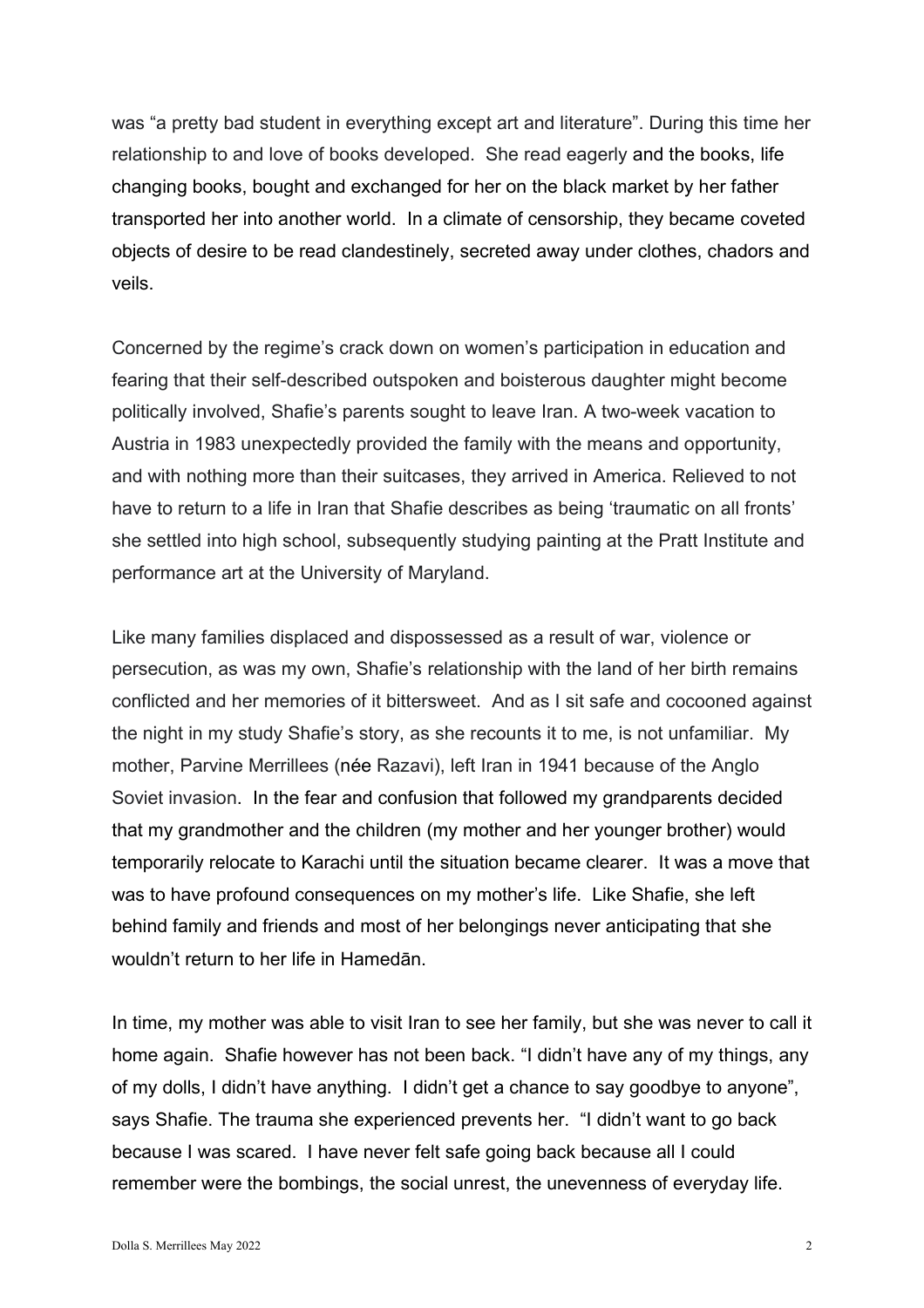was "a pretty bad student in everything except art and literature". During this time her relationship to and love of books developed. She read eagerly and the books, life changing books, bought and exchanged for her on the black market by her father transported her into another world. In a climate of censorship, they became coveted objects of desire to be read clandestinely, secreted away under clothes, chadors and veils.

Concerned by the regime's crack down on women's participation in education and fearing that their self-described outspoken and boisterous daughter might become politically involved, Shafie's parents sought to leave Iran. A two-week vacation to Austria in 1983 unexpectedly provided the family with the means and opportunity, and with nothing more than their suitcases, they arrived in America. Relieved to not have to return to a life in Iran that Shafie describes as being 'traumatic on all fronts' she settled into high school, subsequently studying painting at the Pratt Institute and performance art at the University of Maryland.

Like many families displaced and dispossessed as a result of war, violence or persecution, as was my own, Shafie's relationship with the land of her birth remains conflicted and her memories of it bittersweet. And as I sit safe and cocooned against the night in my study Shafie's story, as she recounts it to me, is not unfamiliar. My mother, Parvine Merrillees (née Razavi), left Iran in 1941 because of the Anglo Soviet invasion. In the fear and confusion that followed my grandparents decided that my grandmother and the children (my mother and her younger brother) would temporarily relocate to Karachi until the situation became clearer. It was a move that was to have profound consequences on my mother's life. Like Shafie, she left behind family and friends and most of her belongings never anticipating that she wouldn't return to her life in Hamedān.

In time, my mother was able to visit Iran to see her family, but she was never to call it home again. Shafie however has not been back. "I didn't have any of my things, any of my dolls, I didn't have anything. I didn't get a chance to say goodbye to anyone", says Shafie. The trauma she experienced prevents her. "I didn't want to go back because I was scared. I have never felt safe going back because all I could remember were the bombings, the social unrest, the unevenness of everyday life.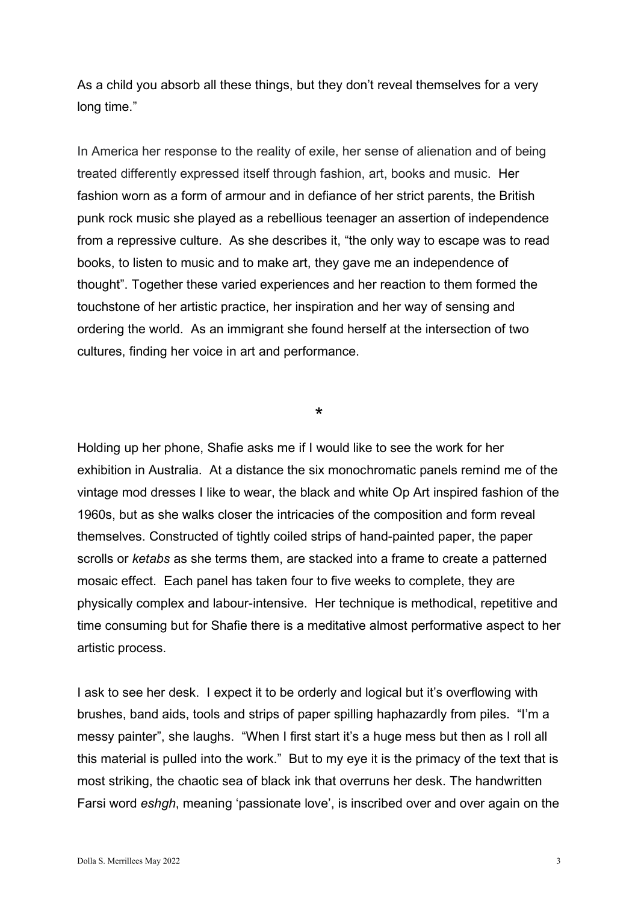As a child you absorb all these things, but they don't reveal themselves for a very long time."

In America her response to the reality of exile, her sense of alienation and of being treated differently expressed itself through fashion, art, books and music. Her fashion worn as a form of armour and in defiance of her strict parents, the British punk rock music she played as a rebellious teenager an assertion of independence from a repressive culture. As she describes it, "the only way to escape was to read books, to listen to music and to make art, they gave me an independence of thought". Together these varied experiences and her reaction to them formed the touchstone of her artistic practice, her inspiration and her way of sensing and ordering the world. As an immigrant she found herself at the intersection of two cultures, finding her voice in art and performance.

*

Holding up her phone, Shafie asks me if I would like to see the work for her exhibition in Australia. At a distance the six monochromatic panels remind me of the vintage mod dresses I like to wear, the black and white Op Art inspired fashion of the 1960s, but as she walks closer the intricacies of the composition and form reveal themselves. Constructed of tightly coiled strips of hand-painted paper, the paper scrolls or *ketabs* as she terms them, are stacked into a frame to create a patterned mosaic effect. Each panel has taken four to five weeks to complete, they are physically complex and labour-intensive. Her technique is methodical, repetitive and time consuming but for Shafie there is a meditative almost performative aspect to her artistic process.

I ask to see her desk. I expect it to be orderly and logical but it's overflowing with brushes, band aids, tools and strips of paper spilling haphazardly from piles. "I'm a messy painter", she laughs. "When I first start it's a huge mess but then as I roll all this material is pulled into the work." But to my eye it is the primacy of the text that is most striking, the chaotic sea of black ink that overruns her desk. The handwritten Farsi word *eshgh*, meaning 'passionate love', is inscribed over and over again on the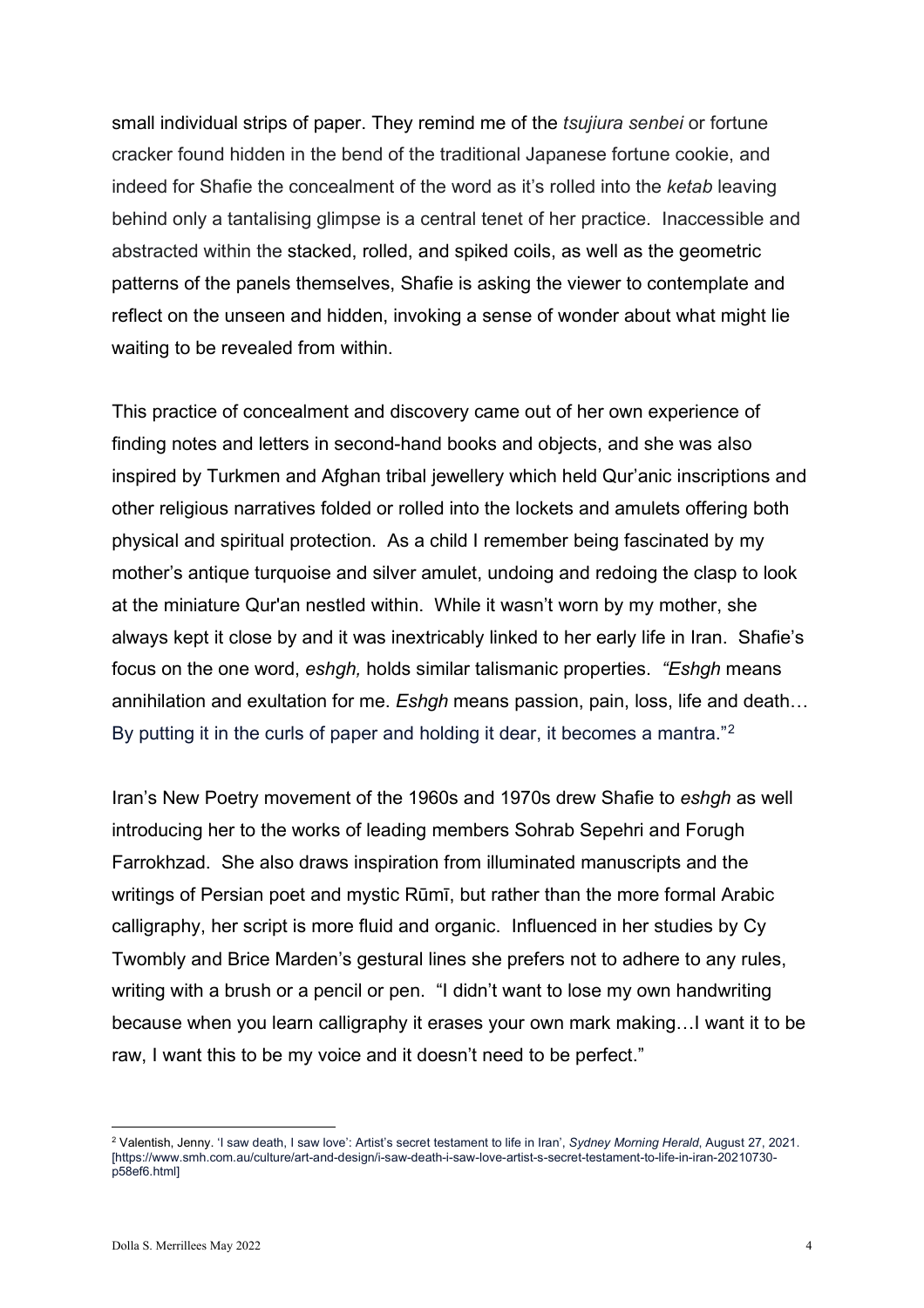small individual strips of paper. They remind me of the *tsujiura senbei* or fortune cracker found hidden in the bend of the traditional Japanese fortune cookie, and indeed for Shafie the concealment of the word as it's rolled into the *ketab* leaving behind only a tantalising glimpse is a central tenet of her practice. Inaccessible and abstracted within the stacked, rolled, and spiked coils, as well as the geometric patterns of the panels themselves, Shafie is asking the viewer to contemplate and reflect on the unseen and hidden, invoking a sense of wonder about what might lie waiting to be revealed from within.

This practice of concealment and discovery came out of her own experience of finding notes and letters in second-hand books and objects, and she was also inspired by Turkmen and Afghan tribal jewellery which held Qur'anic inscriptions and other religious narratives folded or rolled into the lockets and amulets offering both physical and spiritual protection. As a child I remember being fascinated by my mother's antique turquoise and silver amulet, undoing and redoing the clasp to look at the miniature Qur'an nestled within. While it wasn't worn by my mother, she always kept it close by and it was inextricably linked to her early life in Iran. Shafie's focus on the one word, *eshgh,* holds similar talismanic properties. *"Eshgh* means annihilation and exultation for me. *Eshgh* means passion, pain, loss, life and death… By putting it in the curls of paper and holding it dear, it becomes a mantra."[2]

Iran's New Poetry movement of the 1960s and 1970s drew Shafie to *eshgh* as well introducing her to the works of leading members Sohrab Sepehri and Forugh Farrokhzad. She also draws inspiration from illuminated manuscripts and the writings of Persian poet and mystic Rūmī, but rather than the more formal Arabic calligraphy, her script is more fluid and organic. Influenced in her studies by Cy Twombly and Brice Marden's gestural lines she prefers not to adhere to any rules, writing with a brush or a pencil or pen. "I didn't want to lose my own handwriting because when you learn calligraphy it erases your own mark making…I want it to be raw, I want this to be my voice and it doesn't need to be perfect."

---

[2] Valentish, Jenny. 'I saw death, I saw love': Artist's secret testament to life in Iran', *Sydney Morning Herald*, August 27, 2021. [https://www.smh.com.au/culture/art-and-design/i-saw-death-i-saw-love-artist-s-secret-testament-to-life-in-iran-20210730-p58ef6.html]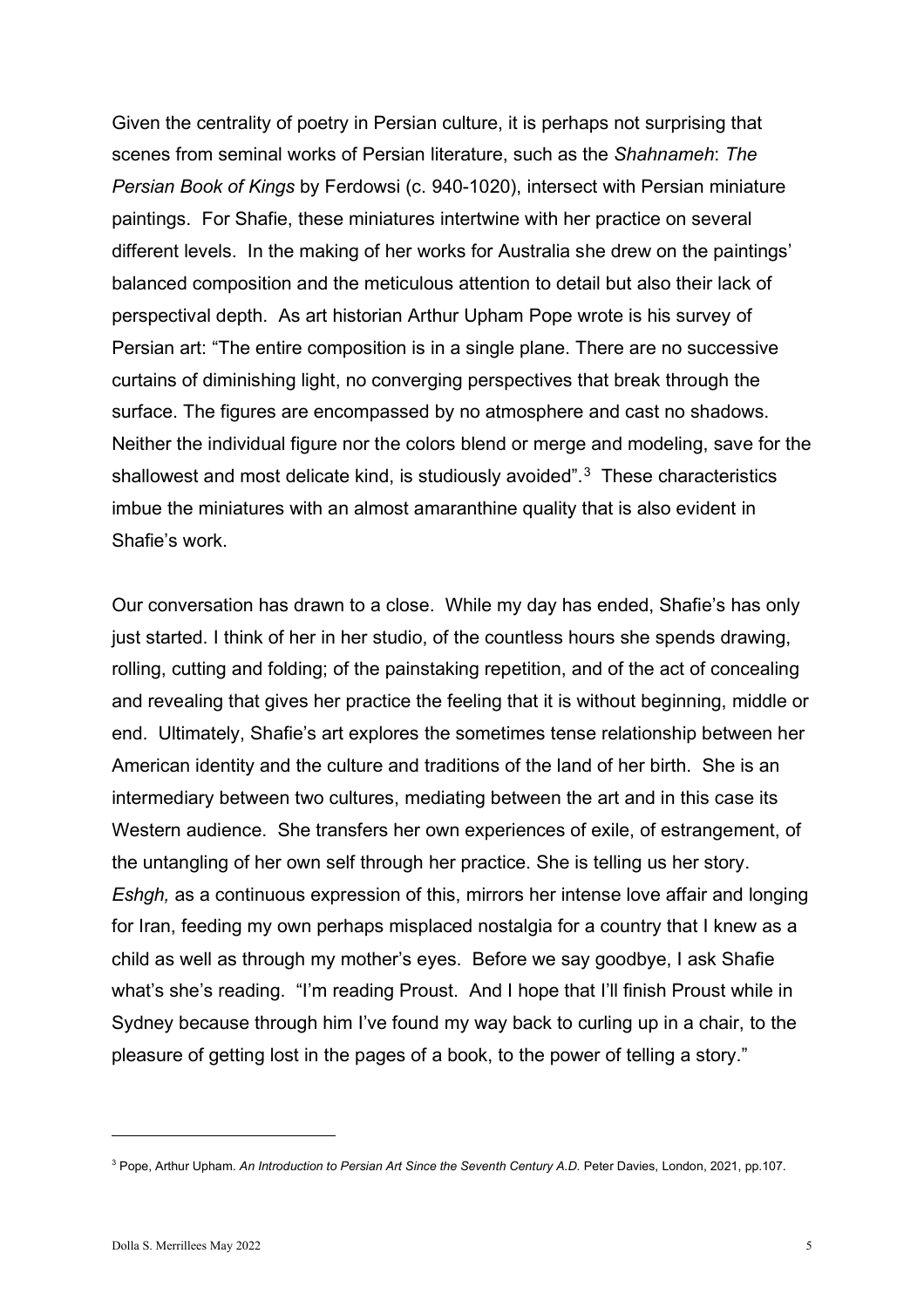Given the centrality of poetry in Persian culture, it is perhaps not surprising that scenes from seminal works of Persian literature, such as the *Shahnameh*: *The Persian Book of Kings* by Ferdowsi (c. 940-1020), intersect with Persian miniature paintings. For Shafie, these miniatures intertwine with her practice on several different levels. In the making of her works for Australia she drew on the paintings' balanced composition and the meticulous attention to detail but also their lack of perspectival depth. As art historian Arthur Upham Pope wrote is his survey of Persian art: "The entire composition is in a single plane. There are no successive curtains of diminishing light, no converging perspectives that break through the surface. The figures are encompassed by no atmosphere and cast no shadows. Neither the individual figure nor the colors blend or merge and modeling, save for the shallowest and most delicate kind, is studiously avoided".[3] These characteristics imbue the miniatures with an almost amaranthine quality that is also evident in Shafie's work.

Our conversation has drawn to a close. While my day has ended, Shafie's has only just started. I think of her in her studio, of the countless hours she spends drawing, rolling, cutting and folding; of the painstaking repetition, and of the act of concealing and revealing that gives her practice the feeling that it is without beginning, middle or end. Ultimately, Shafie's art explores the sometimes tense relationship between her American identity and the culture and traditions of the land of her birth. She is an intermediary between two cultures, mediating between the art and in this case its Western audience. She transfers her own experiences of exile, of estrangement, of the untangling of her own self through her practice. She is telling us her story. *Eshgh,* as a continuous expression of this, mirrors her intense love affair and longing for Iran, feeding my own perhaps misplaced nostalgia for a country that I knew as a child as well as through my mother's eyes. Before we say goodbye, I ask Shafie what's she's reading. "I'm reading Proust. And I hope that I'll finish Proust while in Sydney because through him I've found my way back to curling up in a chair, to the pleasure of getting lost in the pages of a book, to the power of telling a story."

---

[3] Pope, Arthur Upham. *An Introduction to Persian Art Since the Seventh Century A.D.* Peter Davies, London, 2021, pp.107.